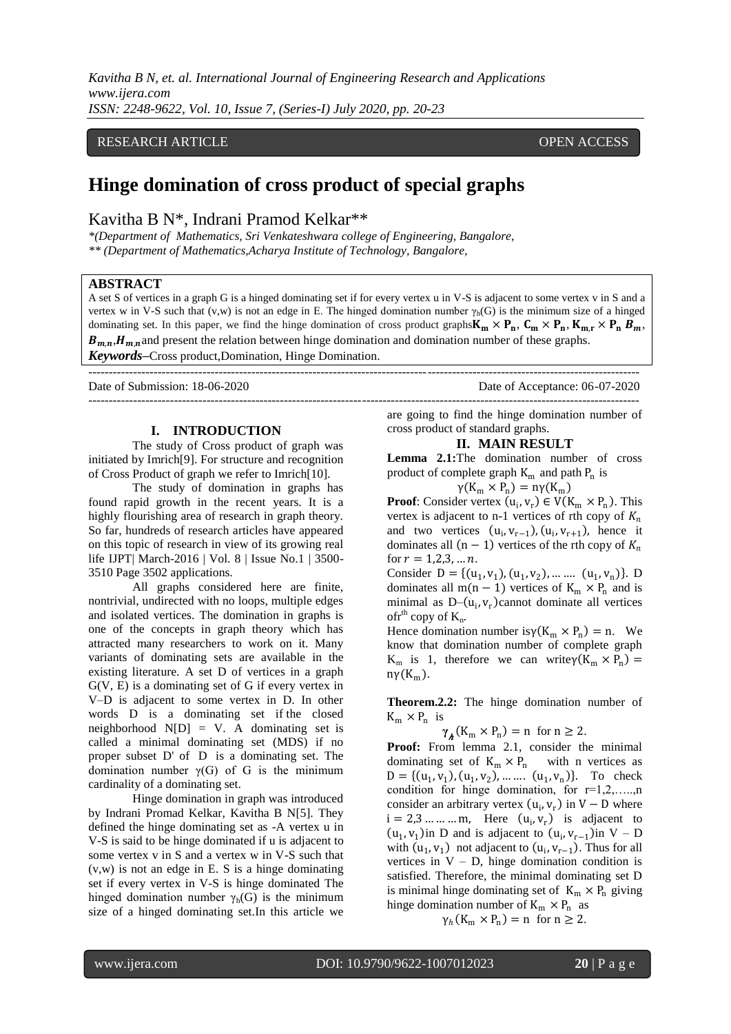RESEARCH ARTICLE OPEN ACCESS

# Hinge domination of cross product of special graphs

Kavitha B N*, Indrani Pramod Kelkar**

*(Department of Mathematics, Sri Venkateshwara college of Engineering, Bangalore,
** (Department of Mathematics,Acharya Institute of Technology, Bangalore,

## ABSTRACT

A set S of vertices in a graph G is a hinged dominating set if for every vertex u in V-S is adjacent to some vertex v in S and a vertex w in V-S such that (v,w) is not an edge in E. The hinged domination number $\gamma_h(G)$ is the minimum size of a hinged dominating set. In this paper, we find the hinge domination of cross product graphs $\mathbf{K_m \times P_n}$, $\mathbf{C_m \times P_n}$, $\mathbf{K_{m,r} \times P_n}$ $\boldsymbol{B_m}$, $\boldsymbol{B_{m,n}}$, $\boldsymbol{H_{m,n}}$ and present the relation between hinge domination and domination number of these graphs.

***Keywords*–**Cross product,Domination, Hinge Domination.

Date of Submission: 18-06-2020 Date of Acceptance: 06-07-2020

## I. INTRODUCTION

The study of Cross product of graph was initiated by Imrich[9]. For structure and recognition of Cross Product of graph we refer to Imrich[10].

The study of domination in graphs has found rapid growth in the recent years. It is a highly flourishing area of research in graph theory. So far, hundreds of research articles have appeared on this topic of research in view of its growing real life IJPT| March-2016 | Vol. 8 | Issue No.1 | 3500-3510 Page 3502 applications.

All graphs considered here are finite, nontrivial, undirected with no loops, multiple edges and isolated vertices. The domination in graphs is one of the concepts in graph theory which has attracted many researchers to work on it. Many variants of dominating sets are available in the existing literature. A set D of vertices in a graph G(V, E) is a dominating set of G if every vertex in V–D is adjacent to some vertex in D. In other words D is a dominating set if the closed neighborhood N[D] = V. A dominating set is called a minimal dominating set (MDS) if no proper subset D' of D is a dominating set. The domination number $\gamma(G)$ of G is the minimum cardinality of a dominating set.

Hinge domination in graph was introduced by Indrani Promad Kelkar, Kavitha B N[5]. They defined the hinge dominating set as -A vertex u in V-S is said to be hinge dominated if u is adjacent to some vertex v in S and a vertex w in V-S such that (v,w) is not an edge in E. S is a hinge dominating set if every vertex in V-S is hinge dominated The hinged domination number $\gamma_h(G)$ is the minimum size of a hinged dominating set.In this article we are going to find the hinge domination number of cross product of standard graphs.

## II. MAIN RESULT

**Lemma 2.1:**The domination number of cross product of complete graph $K_m$ and path $P_n$ is

$$\gamma(K_m \times P_n) = n\gamma(K_m)$$

**Proof**: Consider vertex $(u_i, v_r) \in V(K_m \times P_n)$. This vertex is adjacent to n-1 vertices of rth copy of $K_n$ and two vertices $(u_i, v_{r-1}), (u_i, v_{r+1})$, hence it dominates all $(n-1)$ vertices of the rth copy of $K_n$ for $r = 1,2,3, \ldots n$.

Consider $D = \{(u_1, v_1), (u_1, v_2), \ldots \ldots (u_1, v_n)\}$. D dominates all $m(n-1)$ vertices of $K_m \times P_n$ and is minimal as $D$–$(u_i, v_r)$cannot dominate all vertices of$r^{th}$ copy of $K_n$.

Hence domination number is$\gamma(K_m \times P_n) = n$. We know that domination number of complete graph $K_m$ is 1, therefore we can write$\gamma(K_m \times P_n) = n\gamma(K_m)$.

**Theorem.2.2:** The hinge domination number of $K_m \times P_n$ is

$$\gamma_h(K_m \times P_n) = n \text{ for } n \geq 2.$$

**Proof:** From lemma 2.1, consider the minimal dominating set of $K_m \times P_n$ with n vertices as $D = \{(u_1, v_1), (u_1, v_2), \ldots \ldots (u_1, v_n)\}$. To check condition for hinge domination, for r=1,2,…..,n consider an arbitrary vertex $(u_i, v_r)$ in $V - D$ where $i = 2,3 \ldots \ldots \ldots m$, Here $(u_i, v_r)$ is adjacent to $(u_1, v_1)$in D and is adjacent to $(u_i, v_{r-1})$in V – D with $(u_1, v_1)$ not adjacent to $(u_i, v_{r-1})$. Thus for all vertices in V – D, hinge domination condition is satisfied. Therefore, the minimal dominating set D is minimal hinge dominating set of $K_m \times P_n$ giving hinge domination number of $K_m \times P_n$ as

$$\gamma_h(K_m \times P_n) = n \text{ for } n \geq 2.$$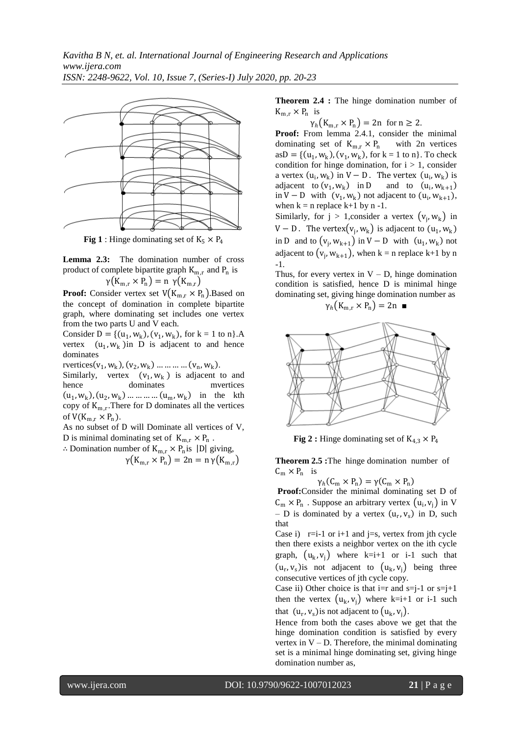**Fig 1** : Hinge dominating set of $K_5 \times P_4$

**Lemma 2.3:** The domination number of cross product of complete bipartite graph $K_{m,r}$ and $P_n$ is

$$\gamma(K_{m,r} \times P_n) = n\ \gamma(K_{m,r})$$

**Proof:** Consider vertex set $V(K_{m,r} \times P_n)$.Based on the concept of domination in complete bipartite graph, where dominating set includes one vertex from the two parts U and V each.

Consider $D = \{(u_1, w_k), (v_1, w_k)$, for k = 1 to n$\}$.A vertex $(u_1, w_k)$in D is adjacent to and hence dominates

rvertices$(v_1, w_k), (v_2, w_k) \ldots\ldots\ldots (v_n, w_k)$.

Similarly, vertex $(v_1, w_k)$ is adjacent to and hence dominates mvertices $(u_1, w_k), (u_2, w_k) \ldots\ldots\ldots (u_m, w_k)$ in the kth copy of $K_{m,r}$.There for D dominates all the vertices of $V(K_{m,r} \times P_n)$.

As no subset of D will Dominate all vertices of V, D is minimal dominating set of $K_{m,r} \times P_n$ .

∴ Domination number of $K_{m,r} \times P_n$is $|D|$ giving,

$$\gamma(K_{m,r} \times P_n) = 2n = n\,\gamma(K_{m,r})$$

**Theorem 2.4 :** The hinge domination number of $K_{m,r} \times P_n$ is

$$\gamma_h(K_{m,r} \times P_n) = 2n \text{ for } n \geq 2.$$

**Proof:** From lemma 2.4.1, consider the minimal dominating set of $K_{m,r} \times P_n$ with 2n vertices as$D = \{(u_1, w_k), (v_1, w_k)$, for k = 1 to n$\}$. To check condition for hinge domination, for i > 1, consider a vertex $(u_i, w_k)$ in $V - D$. The vertex $(u_i, w_k)$ is adjacent to $(v_1, w_k)$ in D and to $(u_i, w_{k+1})$ in $V - D$ with $(v_1, w_k)$ not adjacent to $(u_i, w_{k+1})$, when k = n replace k+1 by n -1.

Similarly, for j > 1,consider a vertex $(v_j, w_k)$ in $V - D$. The vertex$(v_j, w_k)$ is adjacent to $(u_1, w_k)$ in D and to $(v_j, w_{k+1})$ in $V - D$ with $(u_1, w_k)$ not adjacent to $(v_j, w_{k+1})$, when k = n replace k+1 by n -1.

Thus, for every vertex in V – D, hinge domination condition is satisfied, hence D is minimal hinge dominating set, giving hinge domination number as

$$\gamma_h(K_{m,r} \times P_n) = 2n \ \blacksquare$$

**Fig 2 :** Hinge dominating set of $K_{4,3} \times P_4$

**Theorem 2.5 :**The hinge domination number of $C_m \times P_n$ is

$$\gamma_h(C_m \times P_n) = \gamma(C_m \times P_n)$$

**Proof:**Consider the minimal dominating set D of $C_m \times P_n$ . Suppose an arbitrary vertex $(u_i, v_j)$ in V – D is dominated by a vertex $(u_r, v_s)$ in D, such that

Case i) r=i-1 or i+1 and j=s, vertex from jth cycle then there exists a neighbor vertex on the ith cycle graph, $(u_k, v_j)$ where k=i+1 or i-1 such that $(u_r, v_s)$is not adjacent to $(u_k, v_j)$ being three consecutive vertices of jth cycle copy.

Case ii) Other choice is that i=r and s=j-1 or s=j+1 then the vertex $(u_k, v_j)$ where k=i+1 or i-1 such that $(u_r, v_s)$is not adjacent to $(u_k, v_j)$.

Hence from both the cases above we get that the hinge domination condition is satisfied by every vertex in V – D. Therefore, the minimal dominating set is a minimal hinge dominating set, giving hinge domination number as,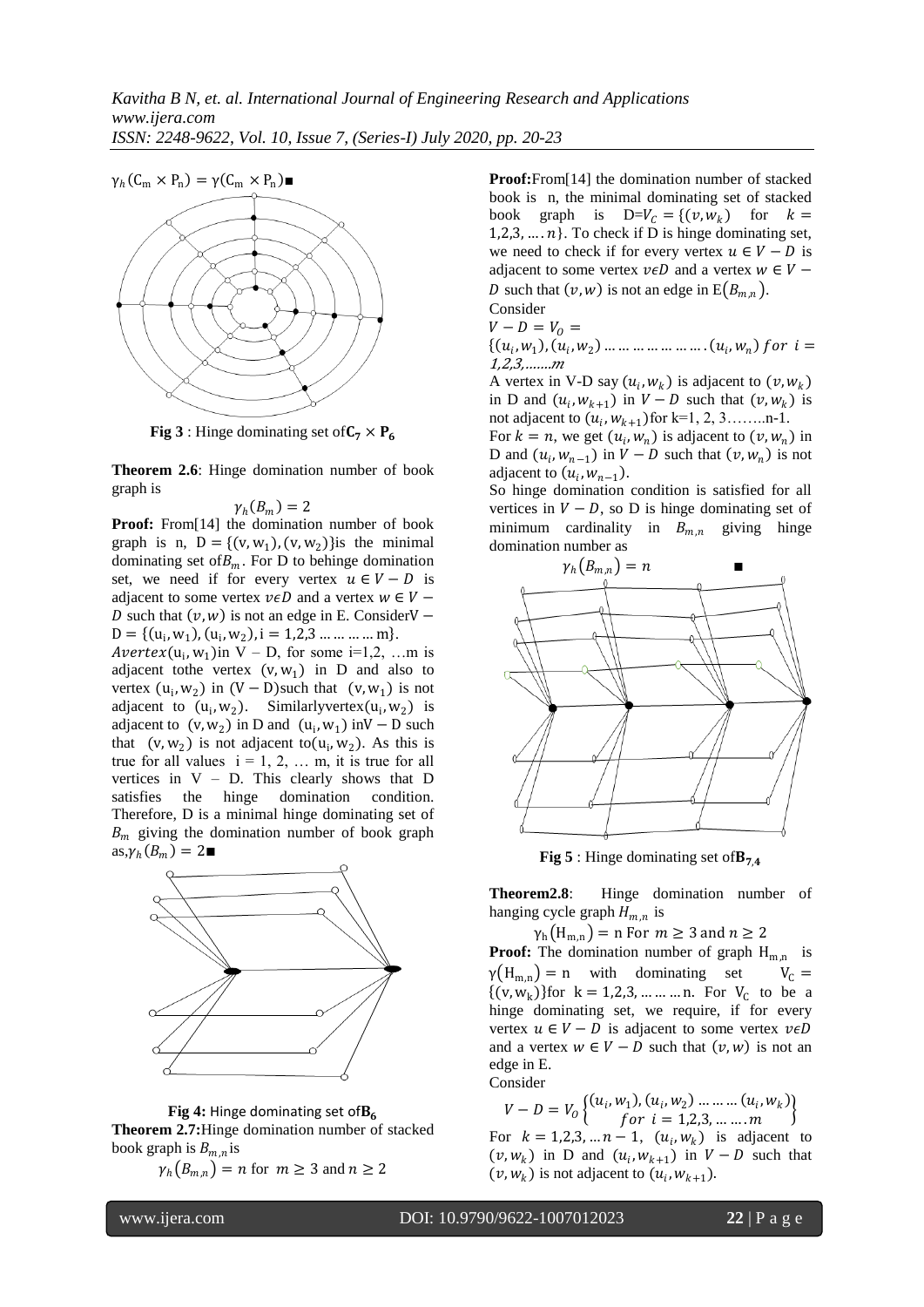$\gamma_h(C_m \times P_n) = \gamma(C_m \times P_n)$■

**Fig 3** : Hinge dominating set of $\mathbf{C_7 \times P_6}$

**Theorem 2.6**: Hinge domination number of book graph is

$$\gamma_h(B_m) = 2$$

**Proof:** From[14] the domination number of book graph is n, $D = \{(v, w_1), (v, w_2)\}$is the minimal dominating set of $B_m$. For D to behinge domination set, we need if for every vertex $u \in V - D$ is adjacent to some vertex $v \epsilon D$ and a vertex $w \in V - D$ such that $(v, w)$ is not an edge in E. Consider$V - D = \{(u_i, w_1), (u_i, w_2), i = 1,2,3 \dots\dots\dots m\}$.

$A vertex(u_i, w_1)$in V – D, for some i=1,2, …m is adjacent tothe vertex $(v, w_1)$ in D and also to vertex $(u_i, w_2)$ in $(V - D)$such that $(v, w_1)$ is not adjacent to $(u_i, w_2)$. Similarlyvertex$(u_i, w_2)$ is adjacent to $(v, w_2)$ in D and $(u_i, w_1)$ in$V - D$ such that $(v, w_2)$ is not adjacent to$(u_i, w_2)$. As this is true for all values $i = 1, 2, \dots$ m, it is true for all vertices in V – D. This clearly shows that D satisfies the hinge domination condition. Therefore, D is a minimal hinge dominating set of $B_m$ giving the domination number of book graph as,$\gamma_h(B_m) = 2$■

**Fig 4:** Hinge dominating set of$\mathbf{B_6}$

**Theorem 2.7:**Hinge domination number of stacked book graph is $B_{m,n}$is

$$\gamma_h(B_{m,n}) = n \text{ for } m \geq 3 \text{ and } n \geq 2$$

**Proof:**From[14] the domination number of stacked book is n, the minimal dominating set of stacked book graph is D=$V_C = \{(v, w_k)$ for $k = 1,2,3, \dots. n\}$. To check if D is hinge dominating set, we need to check if for every vertex $u \in V - D$ is adjacent to some vertex $v \epsilon D$ and a vertex $w \in V - D$ such that $(v, w)$ is not an edge in $\mathrm{E}(B_{m,n})$.

Consider

$V - D = V_O =$
$\{(u_i, w_1), (u_i, w_2) \dots\dots\dots\dots\dots\dots. (u_i, w_n)\ for\ i = 1,2,3, \dots\dots m$

A vertex in V-D say $(u_i, w_k)$ is adjacent to $(v, w_k)$ in D and $(u_i, w_{k+1})$ in $V - D$ such that $(v, w_k)$ is not adjacent to $(u_i, w_{k+1})$for k=1, 2, 3……..n-1.

For $k = n$, we get $(u_i, w_n)$ is adjacent to $(v, w_n)$ in D and $(u_i, w_{n-1})$ in $V - D$ such that $(v, w_n)$ is not adjacent to $(u_i, w_{n-1})$.

So hinge domination condition is satisfied for all vertices in $V - D$, so D is hinge dominating set of minimum cardinality in $B_{m,n}$ giving hinge domination number as

$$\gamma_h(B_{m,n}) = n \qquad ■$$

**Fig 5** : Hinge dominating set of$\mathbf{B_{7,4}}$

**Theorem2.8**: Hinge domination number of hanging cycle graph $H_{m,n}$ is

$$\gamma_h(H_{m,n}) = n \text{ For } m \geq 3 \text{ and } n \geq 2$$

**Proof:** The domination number of graph $H_{m,n}$ is $\gamma(H_{m,n}) = n$ with dominating set $V_C = \{(v, w_k)\}$for $k = 1,2,3, \dots\dots\dots n$. For $V_C$ to be a hinge dominating set, we require, if for every vertex $u \in V - D$ is adjacent to some vertex $v \epsilon D$ and a vertex $w \in V - D$ such that $(v, w)$ is not an edge in E.

Consider

$$V - D = V_O \left\{ \begin{matrix} (u_i, w_1), (u_i, w_2) \dots\dots\dots (u_i, w_k) \\ for\ i = 1,2,3, \dots\dots. m \end{matrix} \right\}$$

For $k = 1,2,3, \dots n - 1$, $(u_i, w_k)$ is adjacent to $(v, w_k)$ in D and $(u_i, w_{k+1})$ in $V - D$ such that $(v, w_k)$ is not adjacent to $(u_i, w_{k+1})$.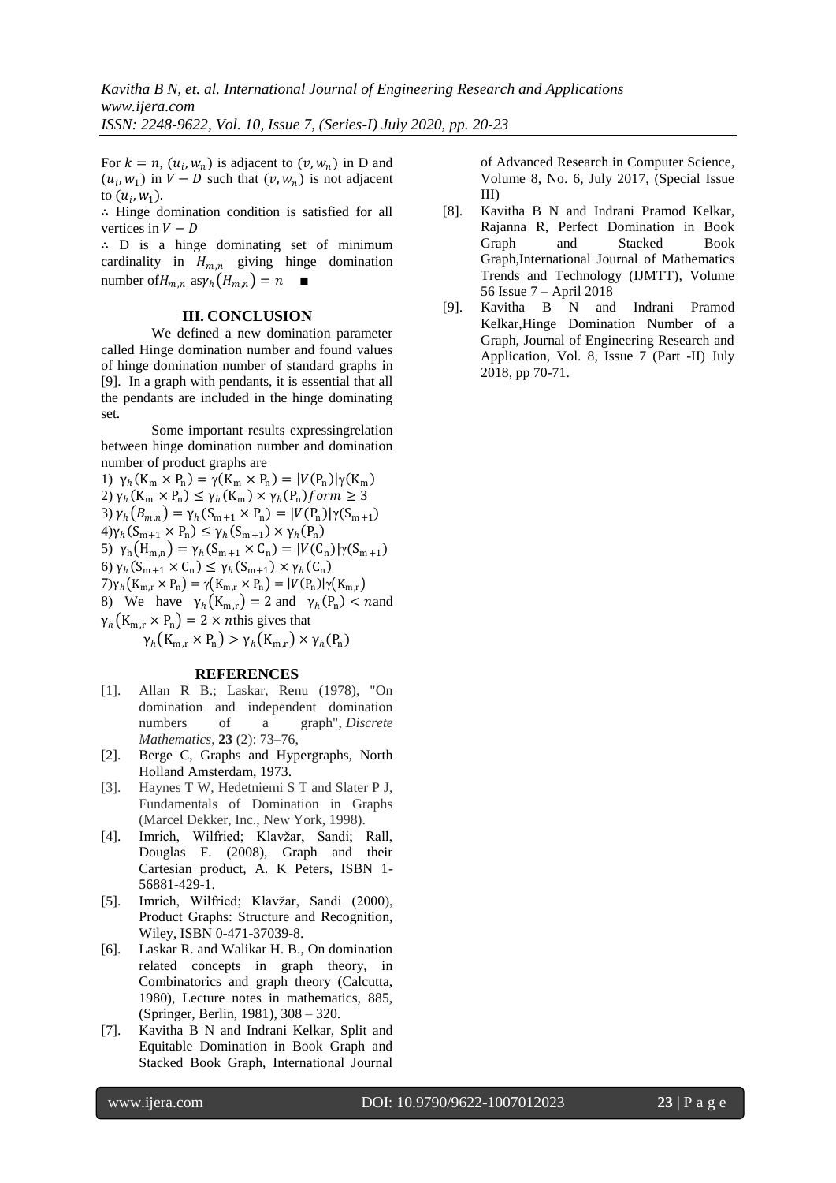For $k = n$, $(u_i, w_n)$ is adjacent to $(v, w_n)$ in D and $(u_i, w_1)$ in $V - D$ such that $(v, w_n)$ is not adjacent to $(u_i, w_1)$.

∴ Hinge domination condition is satisfied for all vertices in $V - D$

∴ D is a hinge dominating set of minimum cardinality in $H_{m,n}$ giving hinge domination number of $H_{m,n}$ as $\gamma_h(H_{m,n}) = n$ ■

## III. CONCLUSION

We defined a new domination parameter called Hinge domination number and found values of hinge domination number of standard graphs in [9]. In a graph with pendants, it is essential that all the pendants are included in the hinge dominating set.

Some important results expressingrelation between hinge domination number and domination number of product graphs are

1) $\gamma_h(K_m \times P_n) = \gamma(K_m \times P_n) = |V(P_n)|\gamma(K_m)$
2) $\gamma_h(K_m \times P_n) \leq \gamma_h(K_m) \times \gamma_h(P_n)$ $for\ m \geq 3$
3) $\gamma_h(B_{m,n}) = \gamma_h(S_{m+1} \times P_n) = |V(P_n)|\gamma(S_{m+1})$
4) $\gamma_h(S_{m+1} \times P_n) \leq \gamma_h(S_{m+1}) \times \gamma_h(P_n)$
5) $\gamma_h(H_{m,n}) = \gamma_h(S_{m+1} \times C_n) = |V(C_n)|\gamma(S_{m+1})$
6) $\gamma_h(S_{m+1} \times C_n) \leq \gamma_h(S_{m+1}) \times \gamma_h(C_n)$
7) $\gamma_h(K_{m,r} \times P_n) = \gamma(K_{m,r} \times P_n) = |V(P_n)|\gamma(K_{m,r})$
8) We have $\gamma_h(K_{m,r}) = 2$ and $\gamma_h(P_n) < n$ and $\gamma_h(K_{m,r} \times P_n) = 2 \times n$ this gives that

$$\gamma_h(K_{m,r} \times P_n) > \gamma_h(K_{m,r}) \times \gamma_h(P_n)$$

## REFERENCES

[1]. Allan R B.; Laskar, Renu (1978), "On domination and independent domination numbers of a graph", *Discrete Mathematics*, **23** (2): 73–76,

[2]. Berge C, Graphs and Hypergraphs, North Holland Amsterdam, 1973.

[3]. Haynes T W, Hedetniemi S T and Slater P J, Fundamentals of Domination in Graphs (Marcel Dekker, Inc., New York, 1998).

[4]. Imrich, Wilfried; Klavžar, Sandi; Rall, Douglas F. (2008), Graph and their Cartesian product, A. K Peters, ISBN 1-56881-429-1.

[5]. Imrich, Wilfried; Klavžar, Sandi (2000), Product Graphs: Structure and Recognition, Wiley, ISBN 0-471-37039-8.

[6]. Laskar R. and Walikar H. B., On domination related concepts in graph theory, in Combinatorics and graph theory (Calcutta, 1980), Lecture notes in mathematics, 885, (Springer, Berlin, 1981), 308 – 320.

[7]. Kavitha B N and Indrani Kelkar, Split and Equitable Domination in Book Graph and Stacked Book Graph, International Journal of Advanced Research in Computer Science, Volume 8, No. 6, July 2017, (Special Issue III)

[8]. Kavitha B N and Indrani Pramod Kelkar, Rajanna R, Perfect Domination in Book Graph and Stacked Book Graph,International Journal of Mathematics Trends and Technology (IJMTT), Volume 56 Issue 7 – April 2018

[9]. Kavitha B N and Indrani Pramod Kelkar,Hinge Domination Number of a Graph, Journal of Engineering Research and Application, Vol. 8, Issue 7 (Part -II) July 2018, pp 70-71.